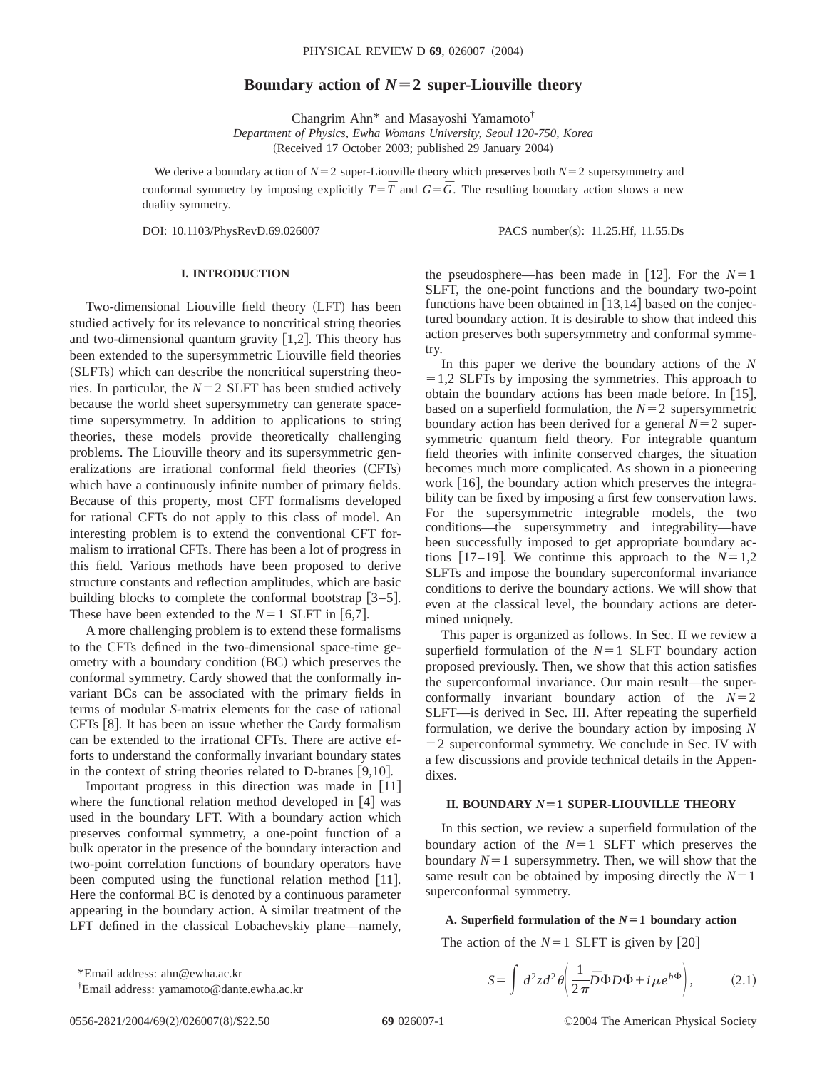# Boundary action of $N=2$ super-Liouville theory

Changrim Ahn* and Masayoshi Yamamoto†

*Department of Physics, Ewha Womans University, Seoul 120-750, Korea*

(Received 17 October 2003; published 29 January 2004)

We derive a boundary action of $N=2$ super-Liouville theory which preserves both $N=2$ supersymmetry and conformal symmetry by imposing explicitly $T=\bar{T}$ and $G=\bar{G}$. The resulting boundary action shows a new duality symmetry.

DOI: 10.1103/PhysRevD.69.026007 PACS number(s): 11.25.Hf, 11.55.Ds

## I. INTRODUCTION

Two-dimensional Liouville field theory (LFT) has been studied actively for its relevance to noncritical string theories and two-dimensional quantum gravity [1,2]. This theory has been extended to the supersymmetric Liouville field theories (SLFTs) which can describe the noncritical superstring theories. In particular, the $N=2$ SLFT has been studied actively because the world sheet supersymmetry can generate space-time supersymmetry. In addition to applications to string theories, these models provide theoretically challenging problems. The Liouville theory and its supersymmetric generalizations are irrational conformal field theories (CFTs) which have a continuously infinite number of primary fields. Because of this property, most CFT formalisms developed for rational CFTs do not apply to this class of model. An interesting problem is to extend the conventional CFT formalism to irrational CFTs. There has been a lot of progress in this field. Various methods have been proposed to derive structure constants and reflection amplitudes, which are basic building blocks to complete the conformal bootstrap [3–5]. These have been extended to the $N=1$ SLFT in [6,7].

A more challenging problem is to extend these formalisms to the CFTs defined in the two-dimensional space-time geometry with a boundary condition (BC) which preserves the conformal symmetry. Cardy showed that the conformally invariant BCs can be associated with the primary fields in terms of modular *S*-matrix elements for the case of rational CFTs [8]. It has been an issue whether the Cardy formalism can be extended to the irrational CFTs. There are active efforts to understand the conformally invariant boundary states in the context of string theories related to D-branes [9,10].

Important progress in this direction was made in [11] where the functional relation method developed in [4] was used in the boundary LFT. With a boundary action which preserves conformal symmetry, a one-point function of a bulk operator in the presence of the boundary interaction and two-point correlation functions of boundary operators have been computed using the functional relation method [11]. Here the conformal BC is denoted by a continuous parameter appearing in the boundary action. A similar treatment of the LFT defined in the classical Lobachevskiy plane—namely, the pseudosphere—has been made in [12]. For the $N=1$ SLFT, the one-point functions and the boundary two-point functions have been obtained in [13,14] based on the conjectured boundary action. It is desirable to show that indeed this action preserves both supersymmetry and conformal symmetry.

In this paper we derive the boundary actions of the $N=1,2$ SLFTs by imposing the symmetries. This approach to obtain the boundary actions has been made before. In [15], based on a superfield formulation, the $N=2$ supersymmetric boundary action has been derived for a general $N=2$ supersymmetric quantum field theory. For integrable quantum field theories with infinite conserved charges, the situation becomes much more complicated. As shown in a pioneering work [16], the boundary action which preserves the integrability can be fixed by imposing a first few conservation laws. For the supersymmetric integrable models, the two conditions—the supersymmetry and integrability—have been successfully imposed to get appropriate boundary actions [17–19]. We continue this approach to the $N=1,2$ SLFTs and impose the boundary superconformal invariance conditions to derive the boundary actions. We will show that even at the classical level, the boundary actions are determined uniquely.

This paper is organized as follows. In Sec. II we review a superfield formulation of the $N=1$ SLFT boundary action proposed previously. Then, we show that this action satisfies the superconformal invariance. Our main result—the superconformally invariant boundary action of the $N=2$ SLFT—is derived in Sec. III. After repeating the superfield formulation, we derive the boundary action by imposing $N=2$ superconformal symmetry. We conclude in Sec. IV with a few discussions and provide technical details in the Appendixes.

## II. BOUNDARY $N=1$ SUPER-LIOUVILLE THEORY

In this section, we review a superfield formulation of the boundary action of the $N=1$ SLFT which preserves the boundary $N=1$ supersymmetry. Then, we will show that the same result can be obtained by imposing directly the $N=1$ superconformal symmetry.

### A. Superfield formulation of the $N=1$ boundary action

The action of the $N=1$ SLFT is given by [20]

$$S=\int d^2z d^2\theta\left(\frac{1}{2\pi}\bar{D}\Phi D\Phi+i\mu e^{b\Phi}\right), \tag{2.1}$$

*Email address: ahn@ewha.ac.kr

†Email address: yamamoto@dante.ewha.ac.kr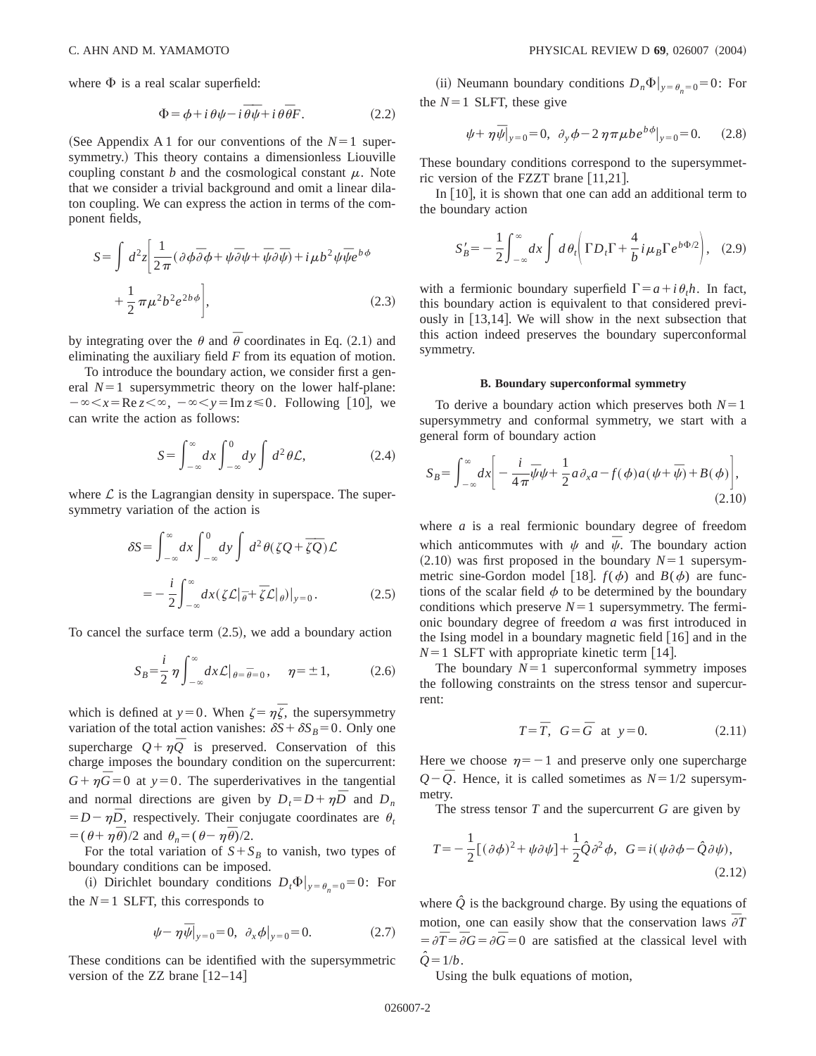where $\Phi$ is a real scalar superfield:

$$\Phi = \phi + i\theta\psi - i\bar{\theta}\bar{\psi} + i\theta\bar{\theta}F. \tag{2.2}$$

(See Appendix A 1 for our conventions of the $N=1$ supersymmetry.) This theory contains a dimensionless Liouville coupling constant $b$ and the cosmological constant $\mu$. Note that we consider a trivial background and omit a linear dilaton coupling. We can express the action in terms of the component fields,

$$S = \int d^2z \left[ \frac{1}{2\pi}(\partial\phi\bar{\partial}\phi + \psi\bar{\partial}\psi + \bar{\psi}\partial\bar{\psi}) + i\mu b^2 \psi\bar{\psi}e^{b\phi} + \frac{1}{2}\pi\mu^2 b^2 e^{2b\phi} \right], \tag{2.3}$$

by integrating over the $\theta$ and $\bar{\theta}$ coordinates in Eq. (2.1) and eliminating the auxiliary field $F$ from its equation of motion.

To introduce the boundary action, we consider first a general $N=1$ supersymmetric theory on the lower half-plane: $-\infty < x = \mathrm{Re}\, z < \infty$, $-\infty < y = \mathrm{Im}\, z \leq 0$. Following [10], we can write the action as follows:

$$S = \int_{-\infty}^{\infty} dx \int_{-\infty}^{0} dy \int d^2\theta \mathcal{L}, \tag{2.4}$$

where $\mathcal{L}$ is the Lagrangian density in superspace. The supersymmetry variation of the action is

$$\delta S = \int_{-\infty}^{\infty} dx \int_{-\infty}^{0} dy \int d^2\theta (\zeta Q + \overline{\zeta Q})\mathcal{L} = -\frac{i}{2}\int_{-\infty}^{\infty} dx (\zeta \mathcal{L}|_{\bar{\theta}} + \bar{\zeta}\mathcal{L}|_{\theta})|_{y=0}. \tag{2.5}$$

To cancel the surface term (2.5), we add a boundary action

$$S_B = \frac{i}{2}\eta \int_{-\infty}^{\infty} dx \mathcal{L}|_{\theta=\bar{\theta}=0}, \quad \eta = \pm 1, \tag{2.6}$$

which is defined at $y=0$. When $\zeta = \eta\bar{\zeta}$, the supersymmetry variation of the total action vanishes: $\delta S + \delta S_B = 0$. Only one supercharge $Q + \eta\bar{Q}$ is preserved. Conservation of this charge imposes the boundary condition on the supercurrent: $G + \eta\bar{G} = 0$ at $y=0$. The superderivatives in the tangential and normal directions are given by $D_t = D + \eta\bar{D}$ and $D_n = D - \eta\bar{D}$, respectively. Their conjugate coordinates are $\theta_t = (\theta + \eta\bar{\theta})/2$ and $\theta_n = (\theta - \eta\bar{\theta})/2$.

For the total variation of $S + S_B$ to vanish, two types of boundary conditions can be imposed.

(i) Dirichlet boundary conditions $D_t\Phi|_{y=\theta_n=0} = 0$: For the $N=1$ SLFT, this corresponds to

$$\psi - \eta\bar{\psi}|_{y=0} = 0, \quad \partial_x\phi|_{y=0} = 0. \tag{2.7}$$

These conditions can be identified with the supersymmetric version of the ZZ brane [12–14]

(ii) Neumann boundary conditions $D_n\Phi|_{y=\theta_n=0} = 0$: For the $N=1$ SLFT, these give

$$\psi + \eta\bar{\psi}|_{y=0} = 0, \quad \partial_y\phi - 2\eta\pi\mu b e^{b\phi}|_{y=0} = 0. \tag{2.8}$$

These boundary conditions correspond to the supersymmetric version of the FZZT brane [11,21].

In [10], it is shown that one can add an additional term to the boundary action

$$S_B' = -\frac{1}{2}\int_{-\infty}^{\infty} dx \int d\theta_t \left( \Gamma D_t \Gamma + \frac{4}{b} i\mu_B \Gamma e^{b\Phi/2} \right), \tag{2.9}$$

with a fermionic boundary superfield $\Gamma = a + i\theta_t h$. In fact, this boundary action is equivalent to that considered previously in [13,14]. We will show in the next subsection that this action indeed preserves the boundary superconformal symmetry.

### B. Boundary superconformal symmetry

To derive a boundary action which preserves both $N=1$ supersymmetry and conformal symmetry, we start with a general form of boundary action

$$S_B = \int_{-\infty}^{\infty} dx \left[ -\frac{i}{4\pi}\bar{\psi}\psi + \frac{1}{2}a\partial_x a - f(\phi)a(\psi + \bar{\psi}) + B(\phi) \right], \tag{2.10}$$

where $a$ is a real fermionic boundary degree of freedom which anticommutes with $\psi$ and $\bar{\psi}$. The boundary action (2.10) was first proposed in the boundary $N=1$ supersymmetric sine-Gordon model [18]. $f(\phi)$ and $B(\phi)$ are functions of the scalar field $\phi$ to be determined by the boundary conditions which preserve $N=1$ supersymmetry. The fermionic boundary degree of freedom $a$ was first introduced in the Ising model in a boundary magnetic field [16] and in the $N=1$ SLFT with appropriate kinetic term [14].

The boundary $N=1$ superconformal symmetry imposes the following constraints on the stress tensor and supercurrent:

$$T = \bar{T}, \quad G = \bar{G} \quad \text{at} \quad y=0. \tag{2.11}$$

Here we choose $\eta = -1$ and preserve only one supercharge $Q - \bar{Q}$. Hence, it is called sometimes as $N=1/2$ supersymmetry.

The stress tensor $T$ and the supercurrent $G$ are given by

$$T = -\frac{1}{2}[(\partial\phi)^2 + \psi\partial\psi] + \frac{1}{2}\hat{Q}\partial^2\phi, \quad G = i(\psi\partial\phi - \hat{Q}\partial\psi), \tag{2.12}$$

where $\hat{Q}$ is the background charge. By using the equations of motion, one can easily show that the conservation laws $\bar{\partial}T = \partial\bar{T} = \bar{\partial}G = \partial\bar{G} = 0$ are satisfied at the classical level with $\hat{Q} = 1/b$.

Using the bulk equations of motion,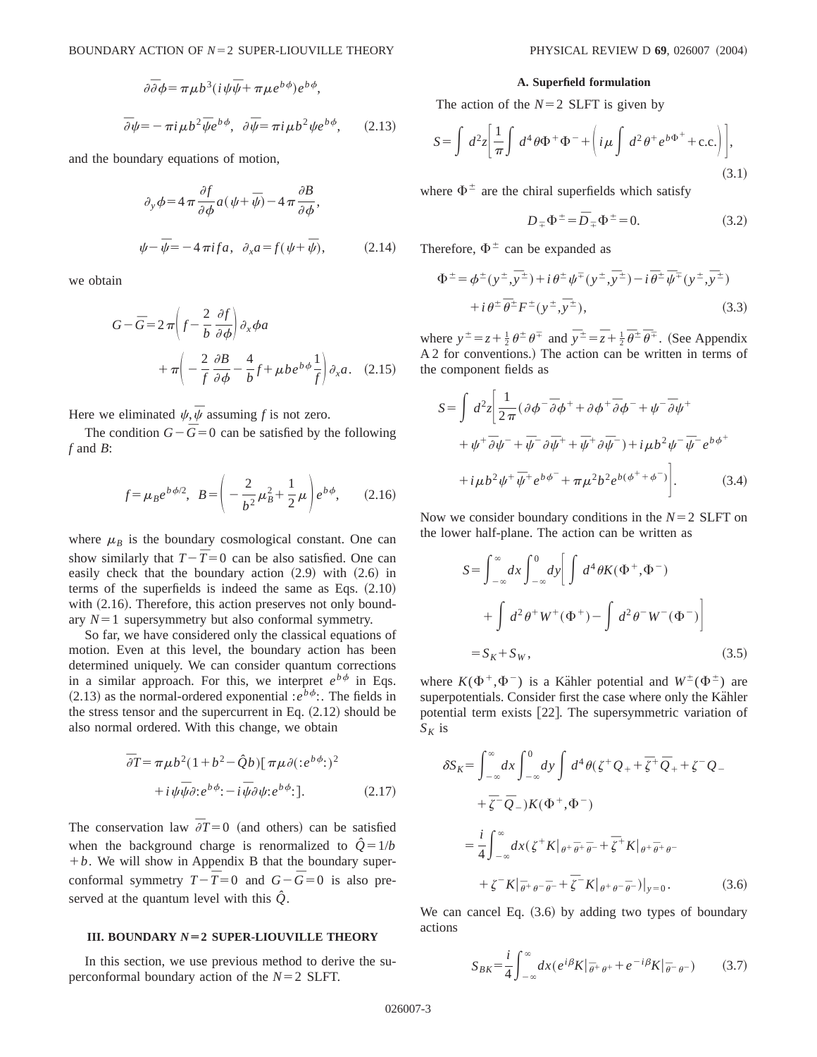$$\partial\bar{\partial}\phi = \pi\mu b^3(i\psi\bar{\psi} + \pi\mu e^{b\phi})e^{b\phi},$$

$$\bar{\partial}\psi = -\pi i\mu b^2\bar{\psi}e^{b\phi}, \quad \partial\bar{\psi} = \pi i\mu b^2\psi e^{b\phi}, \tag{2.13}$$

and the boundary equations of motion,

$$\partial_y\phi = 4\pi\frac{\partial f}{\partial\phi}a(\psi+\bar{\psi}) - 4\pi\frac{\partial B}{\partial\phi},$$

$$\psi - \bar{\psi} = -4\pi i f a, \quad \partial_x a = f(\psi+\bar{\psi}), \tag{2.14}$$

we obtain

$$G - \bar{G} = 2\pi\left(f - \frac{2}{b}\frac{\partial f}{\partial\phi}\right)\partial_x\phi a + \pi\left(-\frac{2}{f}\frac{\partial B}{\partial\phi} - \frac{4}{b}f + \mu b e^{b\phi}\frac{1}{f}\right)\partial_x a. \tag{2.15}$$

Here we eliminated $\psi,\bar{\psi}$ assuming $f$ is not zero.

The condition $G-\bar{G}=0$ can be satisfied by the following $f$ and $B$:

$$f = \mu_B e^{b\phi/2}, \quad B = \left(-\frac{2}{b^2}\mu_B^2 + \frac{1}{2}\mu\right)e^{b\phi}, \tag{2.16}$$

where $\mu_B$ is the boundary cosmological constant. One can show similarly that $T-\bar{T}=0$ can be also satisfied. One can easily check that the boundary action (2.9) with (2.6) in terms of the superfields is indeed the same as Eqs. (2.10) with (2.16). Therefore, this action preserves not only boundary $N=1$ supersymmetry but also conformal symmetry.

So far, we have considered only the classical equations of motion. Even at this level, the boundary action has been determined uniquely. We can consider quantum corrections in a similar approach. For this, we interpret $e^{b\phi}$ in Eqs. (2.13) as the normal-ordered exponential $:e^{b\phi}:$. The fields in the stress tensor and the supercurrent in Eq. (2.12) should be also normal ordered. With this change, we obtain

$$\bar{\partial}T = \pi\mu b^2(1+b^2-\hat{Q}b)[\pi\mu\partial(:e^{b\phi}:)^2 + i\psi\bar{\psi}\partial:e^{b\phi}: - i\bar{\psi}\partial\psi:e^{b\phi}:]. \tag{2.17}$$

The conservation law $\bar{\partial}T=0$ (and others) can be satisfied when the background charge is renormalized to $\hat{Q}=1/b+b$. We will show in Appendix B that the boundary superconformal symmetry $T-\bar{T}=0$ and $G-\bar{G}=0$ is also preserved at the quantum level with this $\hat{Q}$.

## III. BOUNDARY $N=2$ SUPER-LIOUVILLE THEORY

In this section, we use previous method to derive the superconformal boundary action of the $N=2$ SLFT.

### A. Superfield formulation

The action of the $N=2$ SLFT is given by

$$S = \int d^2z\left[\frac{1}{\pi}\int d^4\theta\Phi^+\Phi^- + \left(i\mu\int d^2\theta^+ e^{b\Phi^+} + \text{c.c.}\right)\right], \tag{3.1}$$

where $\Phi^\pm$ are the chiral superfields which satisfy

$$D_\mp\Phi^\pm = \bar{D}_\mp\Phi^\pm = 0. \tag{3.2}$$

Therefore, $\Phi^\pm$ can be expanded as

$$\Phi^\pm = \phi^\pm(y^\pm,\bar{y}^\pm) + i\theta^\pm\psi^\pm(y^\pm,\bar{y}^\pm) - i\bar{\theta}^\pm\bar{\psi}^\pm(y^\pm,\bar{y}^\pm) + i\theta^\pm\bar{\theta}^\pm F^\pm(y^\pm,\bar{y}^\pm), \tag{3.3}$$

where $y^\pm = z + \frac{1}{2}\theta^\pm\theta^\mp$ and $\bar{y}^\pm = \bar{z} + \frac{1}{2}\bar{\theta}^\pm\bar{\theta}^\mp$. (See Appendix A 2 for conventions.) The action can be written in terms of the component fields as

$$S = \int d^2z\left[\frac{1}{2\pi}(\partial\phi^-\bar{\partial}\phi^+ + \partial\phi^+\bar{\partial}\phi^- + \psi^-\bar{\partial}\psi^+ + \psi^+\bar{\partial}\psi^- + \bar{\psi}^-\partial\bar{\psi}^+ + \bar{\psi}^+\partial\bar{\psi}^-) + i\mu b^2\psi^-\bar{\psi}^- e^{b\phi^+} + i\mu b^2\psi^+\bar{\psi}^+ e^{b\phi^-} + \pi\mu^2 b^2 e^{b(\phi^+ + \phi^-)}\right]. \tag{3.4}$$

Now we consider boundary conditions in the $N=2$ SLFT on the lower half-plane. The action can be written as

$$S = \int_{-\infty}^{\infty}dx\int_{-\infty}^{0}dy\left[\int d^4\theta K(\Phi^+,\Phi^-) + \int d^2\theta^+ W^+(\Phi^+) - \int d^2\theta^- W^-(\Phi^-)\right] = S_K + S_W, \tag{3.5}$$

where $K(\Phi^+,\Phi^-)$ is a Kähler potential and $W^\pm(\Phi^\pm)$ are superpotentials. Consider first the case where only the Kähler potential term exists [22]. The supersymmetric variation of $S_K$ is

$$\delta S_K = \int_{-\infty}^{\infty}dx\int_{-\infty}^{0}dy\int d^4\theta(\zeta^+Q_+ + \bar{\zeta}^+\bar{Q}_+ + \zeta^-Q_- + \bar{\zeta}^-\bar{Q}_-)K(\Phi^+,\Phi^-)$$
$$= \frac{i}{4}\int_{-\infty}^{\infty}dx(\zeta^+K|_{\theta^+\bar{\theta}^+\bar{\theta}^-} + \bar{\zeta}^+K|_{\theta^+\bar{\theta}^+\theta^-} + \zeta^-K|_{\bar{\theta}^+\theta^-\bar{\theta}^-} + \bar{\zeta}^-K|_{\theta^+\theta^-\bar{\theta}^-})|_{y=0}. \tag{3.6}$$

We can cancel Eq. (3.6) by adding two types of boundary actions

$$S_{BK} = \frac{i}{4}\int_{-\infty}^{\infty}dx(e^{i\beta}K|_{\bar{\theta}^+\theta^+} + e^{-i\beta}K|_{\bar{\theta}^-\theta^-}) \tag{3.7}$$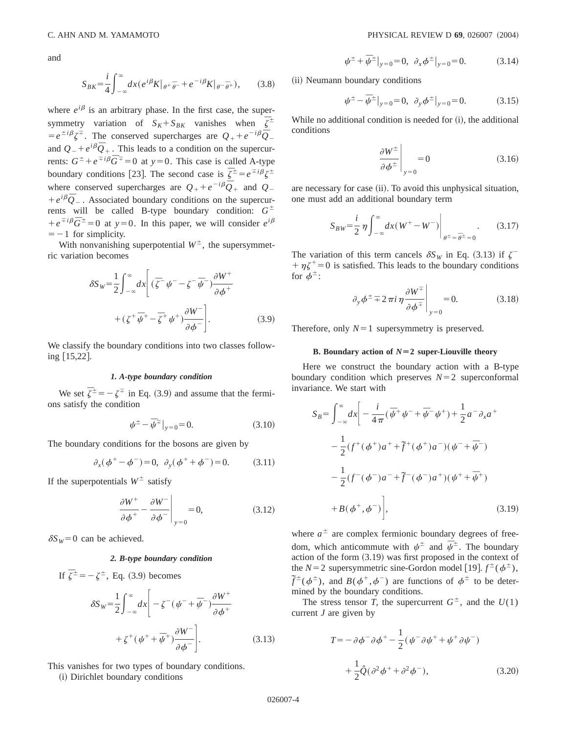and

$$S_{BK}=\frac{i}{4}\int_{-\infty}^{\infty}dx(e^{i\beta}K|_{\theta^+\bar{\theta}^-}+e^{-i\beta}K|_{\theta^-\bar{\theta}^+}),\qquad(3.8)$$

where $e^{i\beta}$ is an arbitrary phase. In the first case, the supersymmetry variation of $S_K+S_{BK}$ vanishes when $\bar{\zeta}^{\pm}=e^{\pm i\beta}\zeta^{\mp}$. The conserved supercharges are $Q_++e^{-i\beta}\bar{Q}_-$ and $Q_-+e^{i\beta}\bar{Q}_+$. This leads to a condition on the supercurrents: $G^{\pm}+e^{\mp i\beta}\bar{G}^{\mp}=0$ at $y=0$. This case is called A-type boundary conditions [23]. The second case is $\bar{\zeta}^{\pm}=e^{\mp i\beta}\zeta^{\pm}$ where conserved supercharges are $Q_++e^{-i\beta}\bar{Q}_+$ and $Q_-+e^{i\beta}\bar{Q}_-$. Associated boundary conditions on the supercurrents will be called B-type boundary condition: $G^{\pm}+e^{\mp i\beta}\bar{G}^{\pm}=0$ at $y=0$. In this paper, we will consider $e^{i\beta}=-1$ for simplicity.

With nonvanishing superpotential $W^{\pm}$, the supersymmetric variation becomes

$$\delta S_W=\frac{1}{2}\int_{-\infty}^{\infty}dx\left[(\bar{\zeta}^-\psi^--\zeta^-\bar{\psi}^-)\frac{\partial W^+}{\partial\phi^+}+(\zeta^+\bar{\psi}^+-\bar{\zeta}^+\psi^+)\frac{\partial W^-}{\partial\phi^-}\right].\qquad(3.9)$$

We classify the boundary conditions into two classes following [15,22].

#### *1. A-type boundary condition*

We set $\bar{\zeta}^{\pm}=-\zeta^{\mp}$ in Eq. (3.9) and assume that the fermions satisfy the condition

$$\psi^{\pm}-\bar{\psi}^{\mp}|_{y=0}=0.\qquad(3.10)$$

The boundary conditions for the bosons are given by

$$\partial_x(\phi^+-\phi^-)=0,\ \ \partial_y(\phi^++\phi^-)=0.\qquad(3.11)$$

If the superpotentials $W^{\pm}$ satisfy

$$\left.\frac{\partial W^+}{\partial\phi^+}-\frac{\partial W^-}{\partial\phi^-}\right|_{y=0}=0,\qquad(3.12)$$

$\delta S_W=0$ can be achieved.

#### *2. B-type boundary condition*

If $\bar{\zeta}^{\pm}=-\zeta^{\pm}$, Eq. (3.9) becomes

$$\delta S_W=\frac{1}{2}\int_{-\infty}^{\infty}dx\left[-\zeta^-(\psi^-+\bar{\psi}^-)\frac{\partial W^+}{\partial\phi^+}+\zeta^+(\psi^++\bar{\psi}^+)\frac{\partial W^-}{\partial\phi^-}\right].\qquad(3.13)$$

This vanishes for two types of boundary conditions.

(i) Dirichlet boundary conditions

$$\psi^{\pm}+\bar{\psi}^{\pm}|_{y=0}=0,\ \ \partial_x\phi^{\pm}|_{y=0}=0.\qquad(3.14)$$

(ii) Neumann boundary conditions

$$\psi^{\pm}-\bar{\psi}^{\pm}|_{y=0}=0,\ \ \partial_y\phi^{\pm}|_{y=0}=0.\qquad(3.15)$$

While no additional condition is needed for (i), the additional conditions

$$\left.\frac{\partial W^{\pm}}{\partial\phi^{\pm}}\right|_{y=0}=0\qquad(3.16)$$

are necessary for case (ii). To avoid this unphysical situation, one must add an additional boundary term

$$S_{BW}=\frac{i}{2}\eta\int_{-\infty}^{\infty}dx(W^+-W^-)\bigg|_{\theta^{\pm}=\bar{\theta}^{\pm}=0}.\qquad(3.17)$$

The variation of this term cancels $\delta S_W$ in Eq. (3.13) if $\zeta^-+\eta\zeta^+=0$ is satisfied. This leads to the boundary conditions for $\phi^{\pm}$:

$$\left.\partial_y\phi^{\pm}\mp2\pi i\eta\frac{\partial W^{\mp}}{\partial\phi^{\mp}}\right|_{y=0}=0.\qquad(3.18)$$

Therefore, only $N=1$ supersymmetry is preserved.

### B. Boundary action of $N=2$ super-Liouville theory

Here we construct the boundary action with a B-type boundary condition which preserves $N=2$ superconformal invariance. We start with

$$S_B=\int_{-\infty}^{\infty}dx\bigg[-\frac{i}{4\pi}(\bar{\psi}^+\psi^-+\bar{\psi}^-\psi^+)+\frac{1}{2}a^-\partial_xa^+-\frac{1}{2}(f^+(\phi^+)a^++\tilde{f}^+(\phi^+)a^-)(\psi^-+\bar{\psi}^-)-\frac{1}{2}(f^-(\phi^-)a^-+\tilde{f}^-(\phi^-)a^+)(\psi^++\bar{\psi}^+)+B(\phi^+,\phi^-)\bigg],\qquad(3.19)$$

where $a^{\pm}$ are complex fermionic boundary degrees of freedom, which anticommute with $\psi^{\pm}$ and $\bar{\psi}^{\pm}$. The boundary action of the form (3.19) was first proposed in the context of the $N=2$ supersymmetric sine-Gordon model [19]. $f^{\pm}(\phi^{\pm})$, $\tilde{f}^{\pm}(\phi^{\pm})$, and $B(\phi^+,\phi^-)$ are functions of $\phi^{\pm}$ to be determined by the boundary conditions.

The stress tensor $T$, the supercurrent $G^{\pm}$, and the $U(1)$ current $J$ are given by

$$T=-\partial\phi^-\partial\phi^+-\frac{1}{2}(\psi^-\partial\psi^++\psi^+\partial\psi^-)+\frac{1}{2}\hat{Q}(\partial^2\phi^++\partial^2\phi^-),\qquad(3.20)$$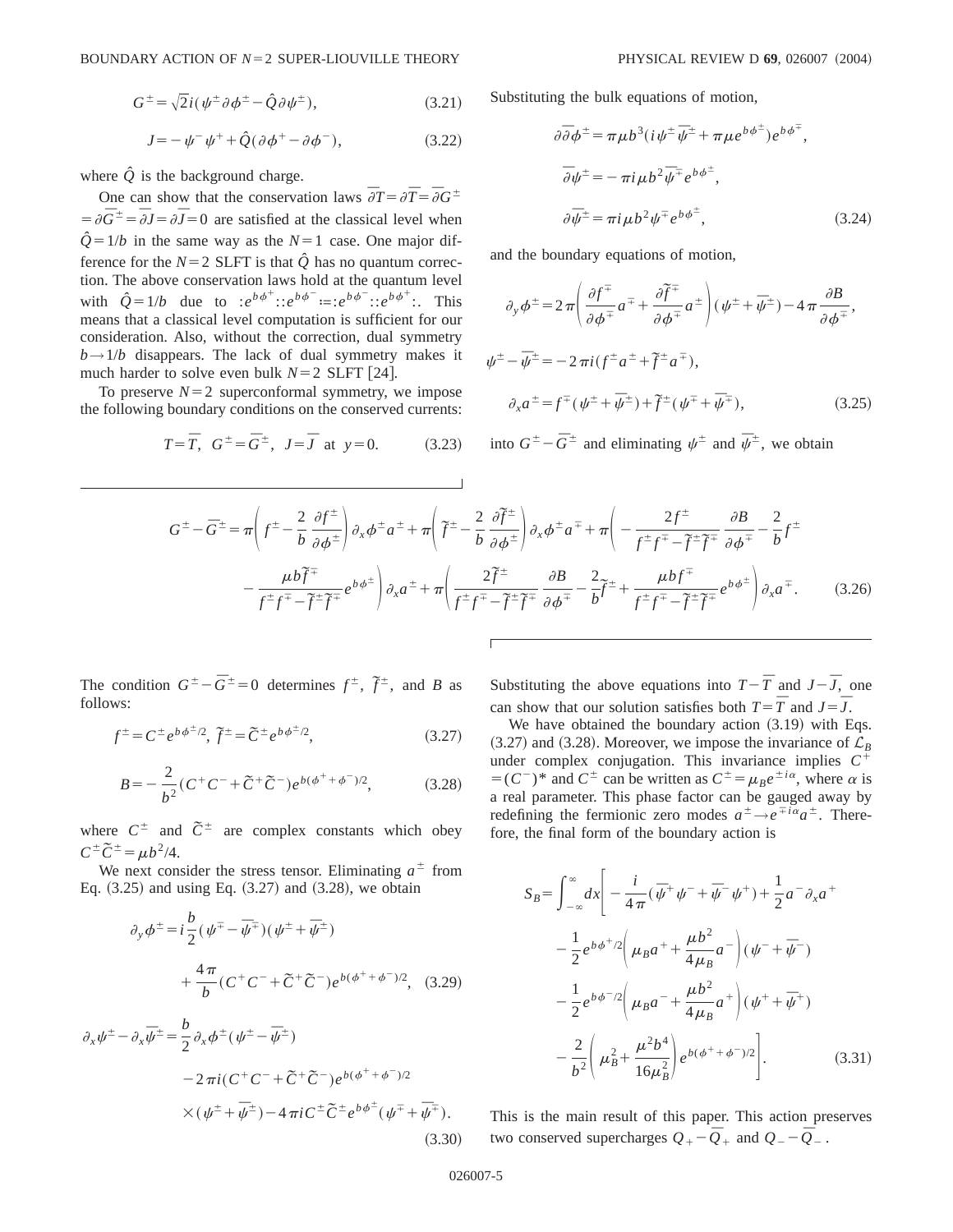$$G^{\pm}=\sqrt{2}i(\psi^{\pm}\partial\phi^{\pm}-\hat{Q}\partial\psi^{\pm}), \tag{3.21}$$

$$J=-\psi^{-}\psi^{+}+\hat{Q}(\partial\phi^{+}-\partial\phi^{-}), \tag{3.22}$$

where $\hat{Q}$ is the background charge.

One can show that the conservation laws $\bar{\partial}T=\partial\bar{T}=\bar{\partial}G^{\pm}=\partial\bar{G}^{\pm}=\bar{\partial}J=\partial\bar{J}=0$ are satisfied at the classical level when $\hat{Q}=1/b$ in the same way as the $N=1$ case. One major difference for the $N=2$ SLFT is that $\hat{Q}$ has no quantum correction. The above conservation laws hold at the quantum level with $\hat{Q}=1/b$ due to $:e^{b\phi^{+}}::e^{b\phi^{-}}:=:e^{b\phi^{-}}::e^{b\phi^{+}}:$. This means that a classical level computation is sufficient for our consideration. Also, without the correction, dual symmetry $b\to 1/b$ disappears. The lack of dual symmetry makes it much harder to solve even bulk $N=2$ SLFT [24].

To preserve $N=2$ superconformal symmetry, we impose the following boundary conditions on the conserved currents:

$$T=\bar{T},\quad G^{\pm}=\bar{G}^{\pm},\quad J=\bar{J}\quad \text{at}\quad y=0. \tag{3.23}$$

Substituting the bulk equations of motion,

$$\partial\bar{\partial}\phi^{\pm}=\pi\mu b^{3}(i\psi^{\pm}\bar{\psi}^{\pm}+\pi\mu e^{b\phi^{\pm}})e^{b\phi^{\mp}},$$

$$\bar{\partial}\psi^{\pm}=-\pi i\mu b^{2}\bar{\psi}^{\mp}e^{b\phi^{\pm}},$$

$$\partial\bar{\psi}^{\pm}=\pi i\mu b^{2}\psi^{\mp}e^{b\phi^{\pm}}, \tag{3.24}$$

and the boundary equations of motion,

$$\partial_{y}\phi^{\pm}=2\pi\left(\frac{\partial f^{\mp}}{\partial\phi^{\mp}}a^{\mp}+\frac{\partial\tilde{f}^{\mp}}{\partial\phi^{\mp}}a^{\pm}\right)(\psi^{\pm}+\bar{\psi}^{\pm})-4\pi\frac{\partial B}{\partial\phi^{\mp}},$$

$$\psi^{\pm}-\bar{\psi}^{\pm}=-2\pi i(f^{\pm}a^{\pm}+\tilde{f}^{\pm}a^{\mp}),$$

$$\partial_{x}a^{\pm}=f^{\mp}(\psi^{\pm}+\bar{\psi}^{\pm})+\tilde{f}^{\pm}(\psi^{\mp}+\bar{\psi}^{\mp}), \tag{3.25}$$

into $G^{\pm}-\bar{G}^{\pm}$ and eliminating $\psi^{\pm}$ and $\bar{\psi}^{\pm}$, we obtain

$$\begin{aligned}G^{\pm}-\bar{G}^{\pm}=&\,\pi\left(f^{\pm}-\frac{2}{b}\frac{\partial f^{\pm}}{\partial\phi^{\pm}}\right)\partial_{x}\phi^{\pm}a^{\pm}+\pi\left(\tilde{f}^{\pm}-\frac{2}{b}\frac{\partial\tilde{f}^{\pm}}{\partial\phi^{\pm}}\right)\partial_{x}\phi^{\pm}a^{\mp}+\pi\left(-\frac{2f^{\pm}}{f^{\pm}f^{\mp}-\tilde{f}^{\pm}\tilde{f}^{\mp}}\frac{\partial B}{\partial\phi^{\mp}}-\frac{2}{b}f^{\pm}\right.\\&\left.-\frac{\mu b\tilde{f}^{\mp}}{f^{\pm}f^{\mp}-\tilde{f}^{\pm}\tilde{f}^{\mp}}e^{b\phi^{\pm}}\right)\partial_{x}a^{\pm}+\pi\left(\frac{2\tilde{f}^{\pm}}{f^{\pm}f^{\mp}-\tilde{f}^{\pm}\tilde{f}^{\mp}}\frac{\partial B}{\partial\phi^{\mp}}-\frac{2}{b}\tilde{f}^{\pm}+\frac{\mu bf^{\mp}}{f^{\pm}f^{\mp}-\tilde{f}^{\pm}\tilde{f}^{\mp}}e^{b\phi^{\pm}}\right)\partial_{x}a^{\mp}.\end{aligned} \tag{3.26}$$

The condition $G^{\pm}-\bar{G}^{\pm}=0$ determines $f^{\pm}$, $\tilde{f}^{\pm}$, and $B$ as follows:

$$f^{\pm}=C^{\pm}e^{b\phi^{\pm}/2},\ \tilde{f}^{\pm}=\tilde{C}^{\pm}e^{b\phi^{\pm}/2}, \tag{3.27}$$

$$B=-\frac{2}{b^{2}}(C^{+}C^{-}+\tilde{C}^{+}\tilde{C}^{-})e^{b(\phi^{+}+\phi^{-})/2}, \tag{3.28}$$

where $C^{\pm}$ and $\tilde{C}^{\pm}$ are complex constants which obey $C^{\pm}\tilde{C}^{\pm}=\mu b^{2}/4$.

We next consider the stress tensor. Eliminating $a^{\pm}$ from Eq. (3.25) and using Eq. (3.27) and (3.28), we obtain

$$\begin{aligned}\partial_{y}\phi^{\pm}=&\,i\frac{b}{2}(\psi^{\mp}-\bar{\psi}^{\mp})(\psi^{\pm}+\bar{\psi}^{\pm})\\&+\frac{4\pi}{b}(C^{+}C^{-}+\tilde{C}^{+}\tilde{C}^{-})e^{b(\phi^{+}+\phi^{-})/2},\end{aligned} \tag{3.29}$$

$$\begin{aligned}\partial_{x}\psi^{\pm}-\partial_{x}\bar{\psi}^{\pm}=&\,\frac{b}{2}\partial_{x}\phi^{\pm}(\psi^{\pm}-\bar{\psi}^{\pm})\\&-2\pi i(C^{+}C^{-}+\tilde{C}^{+}\tilde{C}^{-})e^{b(\phi^{+}+\phi^{-})/2}\\&\times(\psi^{\pm}+\bar{\psi}^{\pm})-4\pi iC^{\pm}\tilde{C}^{\pm}e^{b\phi^{\pm}}(\psi^{\mp}+\bar{\psi}^{\mp}).\end{aligned} \tag{3.30}$$

Substituting the above equations into $T-\bar{T}$ and $J-\bar{J}$, one can show that our solution satisfies both $T=\bar{T}$ and $J=\bar{J}$.

We have obtained the boundary action (3.19) with Eqs. (3.27) and (3.28). Moreover, we impose the invariance of $\mathcal{L}_{B}$ under complex conjugation. This invariance implies $C^{+}=(C^{-})^{*}$ and $C^{\pm}$ can be written as $C^{\pm}=\mu_{B}e^{\pm i\alpha}$, where $\alpha$ is a real parameter. This phase factor can be gauged away by redefining the fermionic zero modes $a^{\pm}\to e^{\mp i\alpha}a^{\pm}$. Therefore, the final form of the boundary action is

$$\begin{aligned}S_{B}=\int_{-\infty}^{\infty}dx\Bigg[&-\frac{i}{4\pi}(\bar{\psi}^{+}\psi^{-}+\bar{\psi}^{-}\psi^{+})+\frac{1}{2}a^{-}\partial_{x}a^{+}\\&-\frac{1}{2}e^{b\phi^{+}/2}\left(\mu_{B}a^{+}+\frac{\mu b^{2}}{4\mu_{B}}a^{-}\right)(\psi^{-}+\bar{\psi}^{-})\\&-\frac{1}{2}e^{b\phi^{-}/2}\left(\mu_{B}a^{-}+\frac{\mu b^{2}}{4\mu_{B}}a^{+}\right)(\psi^{+}+\bar{\psi}^{+})\\&-\frac{2}{b^{2}}\left(\mu_{B}^{2}+\frac{\mu^{2}b^{4}}{16\mu_{B}^{2}}\right)e^{b(\phi^{+}+\phi^{-})/2}\Bigg].\end{aligned} \tag{3.31}$$

This is the main result of this paper. This action preserves two conserved supercharges $Q_{+}-\bar{Q}_{+}$ and $Q_{-}-\bar{Q}_{-}$.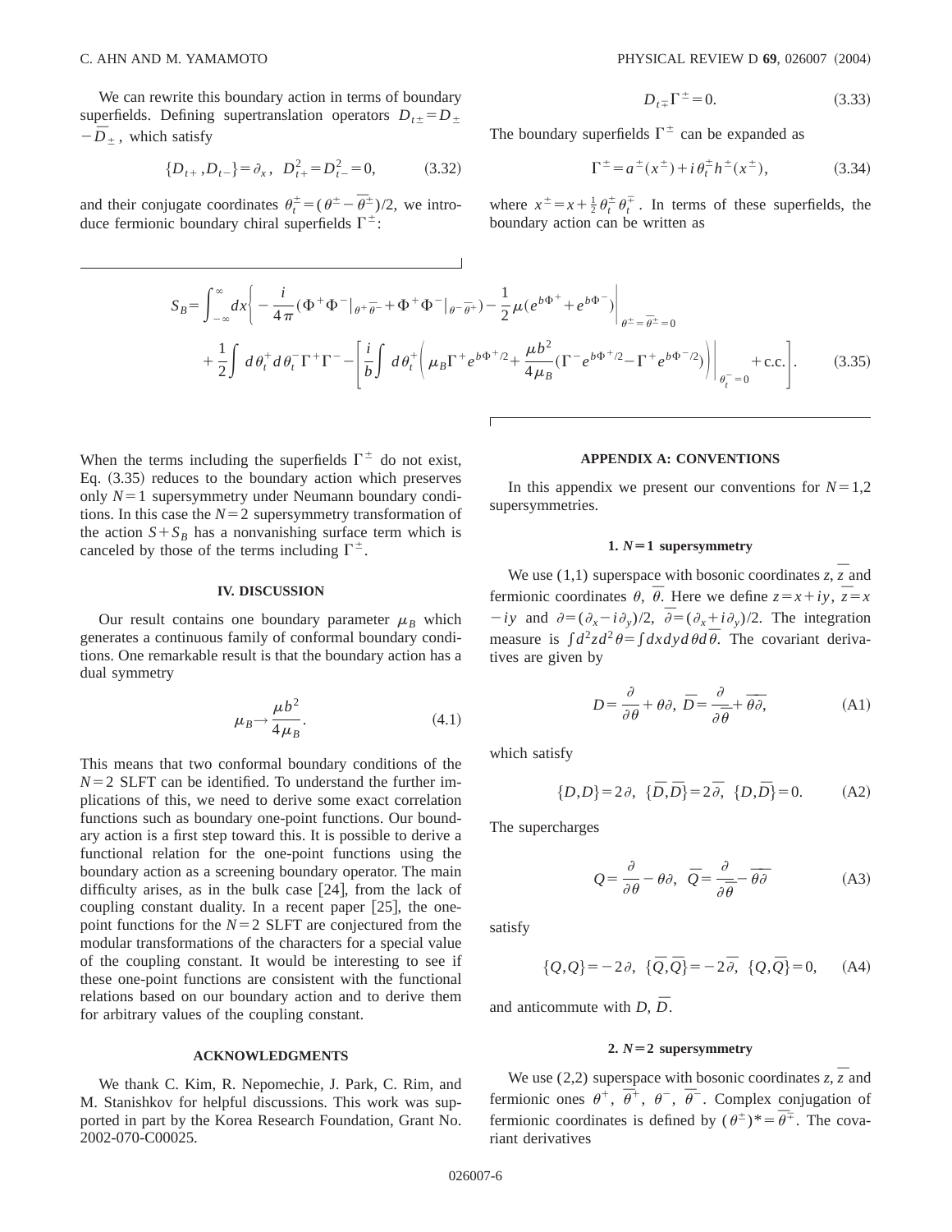We can rewrite this boundary action in terms of boundary superfields. Defining supertranslation operators $D_{t\pm}=D_{\pm}-\bar{D}_{\pm}$, which satisfy

$$\{D_{t+},D_{t-}\}=\partial_x,\quad D_{t+}^2=D_{t-}^2=0, \tag{3.32}$$

and their conjugate coordinates $\theta_t^{\pm}=(\theta^{\pm}-\bar{\theta}^{\pm})/2$, we introduce fermionic boundary chiral superfields $\Gamma^{\pm}$:

$$D_{t\mp}\Gamma^{\pm}=0. \tag{3.33}$$

The boundary superfields $\Gamma^{\pm}$ can be expanded as

$$\Gamma^{\pm}=a^{\pm}(x^{\pm})+i\theta_t^{\pm}h^{\pm}(x^{\pm}), \tag{3.34}$$

where $x^{\pm}=x+\frac{1}{2}\theta_t^{\pm}\theta_t^{\mp}$. In terms of these superfields, the boundary action can be written as

$$S_B=\int_{-\infty}^{\infty}dx\left\{-\frac{i}{4\pi}\left(\Phi^+\Phi^-|_{\theta^+\bar{\theta}^-}+\Phi^+\Phi^-|_{\theta^-\bar{\theta}^+}\right)-\frac{1}{2}\mu\left(e^{b\Phi^+}+e^{b\Phi^-}\right)\right|_{\theta^{\pm}=\bar{\theta}^{\pm}=0}$$
$$+\frac{1}{2}\int d\theta_t^+d\theta_t^-\Gamma^+\Gamma^- -\left[\frac{i}{b}\int d\theta_t^+\left(\mu_B\Gamma^+e^{b\Phi^+/2}+\frac{\mu b^2}{4\mu_B}\left(\Gamma^-e^{b\Phi^+/2}-\Gamma^+e^{b\Phi^-/2}\right)\right)\Bigg|_{\theta_t^-=0}+\text{c.c.}\right]. \tag{3.35}$$

When the terms including the superfields $\Gamma^{\pm}$ do not exist, Eq. (3.35) reduces to the boundary action which preserves only $N=1$ supersymmetry under Neumann boundary conditions. In this case the $N=2$ supersymmetry transformation of the action $S+S_B$ has a nonvanishing surface term which is canceled by those of the terms including $\Gamma^{\pm}$.

## IV. DISCUSSION

Our result contains one boundary parameter $\mu_B$ which generates a continuous family of conformal boundary conditions. One remarkable result is that the boundary action has a dual symmetry

$$\mu_B\to\frac{\mu b^2}{4\mu_B}. \tag{4.1}$$

This means that two conformal boundary conditions of the $N=2$ SLFT can be identified. To understand the further implications of this, we need to derive some exact correlation functions such as boundary one-point functions. Our boundary action is a first step toward this. It is possible to derive a functional relation for the one-point functions using the boundary action as a screening boundary operator. The main difficulty arises, as in the bulk case [24], from the lack of coupling constant duality. In a recent paper [25], the one-point functions for the $N=2$ SLFT are conjectured from the modular transformations of the characters for a special value of the coupling constant. It would be interesting to see if these one-point functions are consistent with the functional relations based on our boundary action and to derive them for arbitrary values of the coupling constant.

## ACKNOWLEDGMENTS

We thank C. Kim, R. Nepomechie, J. Park, C. Rim, and M. Stanishkov for helpful discussions. This work was supported in part by the Korea Research Foundation, Grant No. 2002-070-C00025.

## APPENDIX A: CONVENTIONS

In this appendix we present our conventions for $N=1,2$ supersymmetries.

### 1. $N=1$ supersymmetry

We use (1,1) superspace with bosonic coordinates $z$, $\bar{z}$ and fermionic coordinates $\theta$, $\bar{\theta}$. Here we define $z=x+iy$, $\bar{z}=x-iy$ and $\partial=(\partial_x-i\partial_y)/2$, $\bar{\partial}=(\partial_x+i\partial_y)/2$. The integration measure is $\int d^2z d^2\theta=\int dx dy d\theta d\bar{\theta}$. The covariant derivatives are given by

$$D=\frac{\partial}{\partial\theta}+\theta\partial,\quad \bar{D}=\frac{\partial}{\partial\bar{\theta}}+\bar{\theta}\bar{\partial}, \tag{A1}$$

which satisfy

$$\{D,D\}=2\partial,\quad \{\bar{D},\bar{D}\}=2\bar{\partial},\quad \{D,\bar{D}\}=0. \tag{A2}$$

The supercharges

$$Q=\frac{\partial}{\partial\theta}-\theta\partial,\quad \bar{Q}=\frac{\partial}{\partial\bar{\theta}}-\bar{\theta}\bar{\partial} \tag{A3}$$

satisfy

$$\{Q,Q\}=-2\partial,\quad \{\bar{Q},\bar{Q}\}=-2\bar{\partial},\quad \{Q,\bar{Q}\}=0, \tag{A4}$$

and anticommute with $D$, $\bar{D}$.

### 2. $N=2$ supersymmetry

We use (2,2) superspace with bosonic coordinates $z$, $\bar{z}$ and fermionic ones $\theta^+$, $\bar{\theta}^+$, $\theta^-$, $\bar{\theta}^-$. Complex conjugation of fermionic coordinates is defined by $(\theta^{\pm})^*=\bar{\theta}^{\mp}$. The covariant derivatives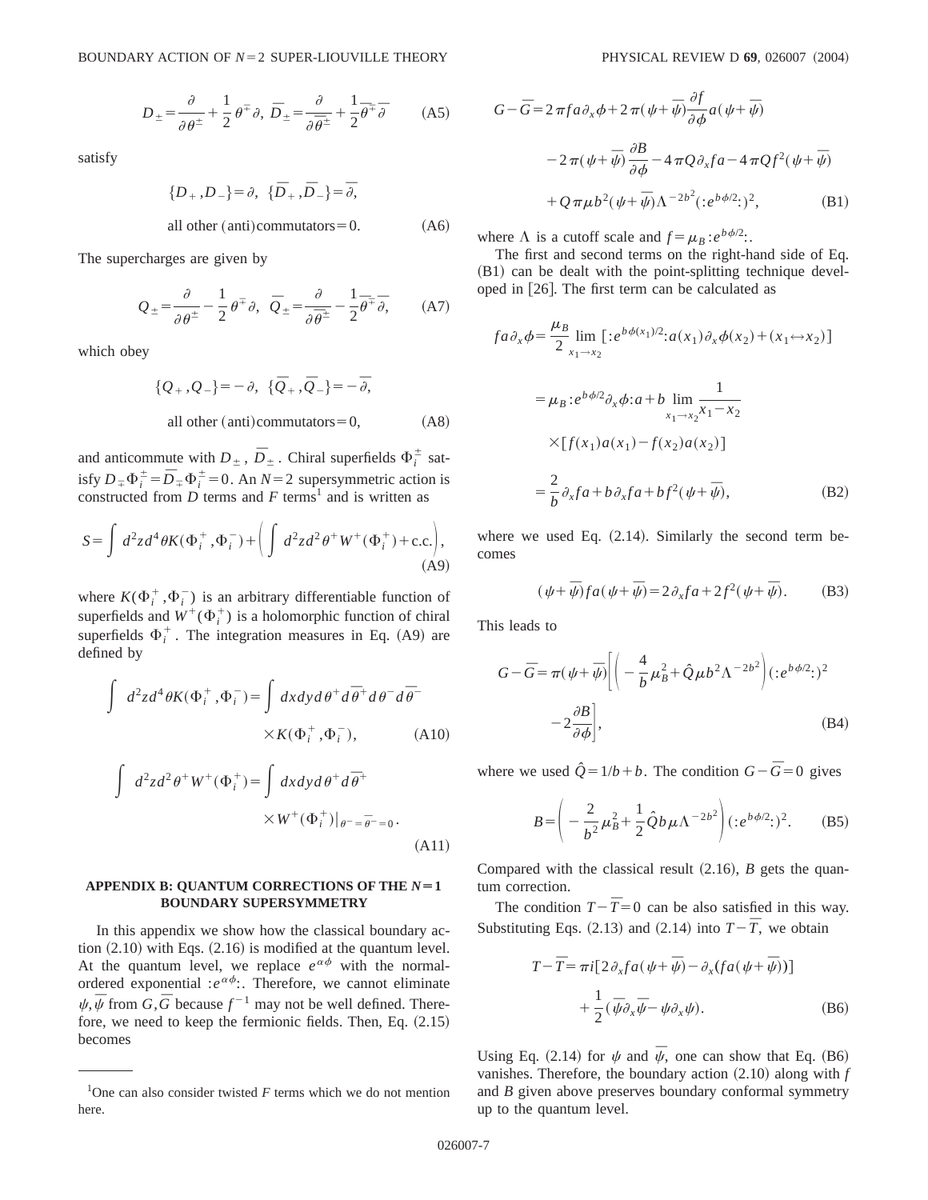$$D_{\pm}=\frac{\partial}{\partial\theta^{\pm}}+\frac{1}{2}\theta^{\mp}\partial,\ \bar{D}_{\pm}=\frac{\partial}{\partial\bar{\theta}^{\pm}}+\frac{1}{2}\bar{\theta}^{\mp}\bar{\partial} \tag{A5}$$

satisfy

$$\{D_+,D_-\}=\partial,\ \{\bar{D}_+,\bar{D}_-\}=\bar{\partial},$$
$$\text{all other (anti)commutators}=0. \tag{A6}$$

The supercharges are given by

$$Q_{\pm}=\frac{\partial}{\partial\theta^{\pm}}-\frac{1}{2}\theta^{\mp}\partial,\ \bar{Q}_{\pm}=\frac{\partial}{\partial\bar{\theta}^{\pm}}-\frac{1}{2}\bar{\theta}^{\mp}\bar{\partial}, \tag{A7}$$

which obey

$$\{Q_+,Q_-\}=-\partial,\ \{\bar{Q}_+,\bar{Q}_-\}=-\bar{\partial},$$
$$\text{all other (anti)commutators}=0, \tag{A8}$$

and anticommute with $D_{\pm}$, $\bar{D}_{\pm}$. Chiral superfields $\Phi_i^{\pm}$ satisfy $D_{\mp}\Phi_i^{\pm}=\bar{D}_{\mp}\Phi_i^{\pm}=0$. An $N=2$ supersymmetric action is constructed from $D$ terms and $F$ terms[1] and is written as

$$S=\int d^2zd^4\theta K(\Phi_i^+,\Phi_i^-)+\left(\int d^2zd^2\theta^+W^+(\Phi_i^+)+\text{c.c.}\right), \tag{A9}$$

where $K(\Phi_i^+,\Phi_i^-)$ is an arbitrary differentiable function of superfields and $W^+(\Phi_i^+)$ is a holomorphic function of chiral superfields $\Phi_i^+$. The integration measures in Eq. (A9) are defined by

$$\int d^2zd^4\theta K(\Phi_i^+,\Phi_i^-)=\int dxdyd\theta^+d\bar{\theta}^+d\theta^-d\bar{\theta}^-\times K(\Phi_i^+,\Phi_i^-), \tag{A10}$$

$$\int d^2zd^2\theta^+W^+(\Phi_i^+)=\int dxdyd\theta^+d\bar{\theta}^+\times W^+(\Phi_i^+)|_{\theta^-=\bar{\theta}^-=0}. \tag{A11}$$

### APPENDIX B: QUANTUM CORRECTIONS OF THE $N=1$ BOUNDARY SUPERSYMMETRY

In this appendix we show how the classical boundary action (2.10) with Eqs. (2.16) is modified at the quantum level. At the quantum level, we replace $e^{\alpha\phi}$ with the normal-ordered exponential $:e^{\alpha\phi}:$. Therefore, we cannot eliminate $\psi,\bar{\psi}$ from $G,\bar{G}$ because $f^{-1}$ may not be well defined. Therefore, we need to keep the fermionic fields. Then, Eq. (2.15) becomes

$$\begin{aligned}G-\bar{G}=&2\pi fa\partial_x\phi+2\pi(\psi+\bar{\psi})\frac{\partial f}{\partial\phi}a(\psi+\bar{\psi})\\&-2\pi(\psi+\bar{\psi})\frac{\partial B}{\partial\phi}-4\pi Q\partial_xfa-4\pi Qf^2(\psi+\bar{\psi})\\&+Q\pi\mu b^2(\psi+\bar{\psi})\Lambda^{-2b^2}(:e^{b\phi/2}:)^2,\end{aligned} \tag{B1}$$

where $\Lambda$ is a cutoff scale and $f=\mu_B:e^{b\phi/2}:$.

The first and second terms on the right-hand side of Eq. (B1) can be dealt with the point-splitting technique developed in [26]. The first term can be calculated as

$$\begin{aligned}fa\partial_x\phi&=\frac{\mu_B}{2}\lim_{x_1\to x_2}[:e^{b\phi(x_1)/2}:a(x_1)\partial_x\phi(x_2)+(x_1\leftrightarrow x_2)]\\&=\mu_B:e^{b\phi/2}\partial_x\phi:a+b\lim_{x_1\to x_2}\frac{1}{x_1-x_2}\\&\quad\times[f(x_1)a(x_1)-f(x_2)a(x_2)]\\&=\frac{2}{b}\partial_xfa+b\partial_xfa+bf^2(\psi+\bar{\psi}),\end{aligned} \tag{B2}$$

where we used Eq. (2.14). Similarly the second term becomes

$$(\psi+\bar{\psi})fa(\psi+\bar{\psi})=2\partial_xfa+2f^2(\psi+\bar{\psi}). \tag{B3}$$

This leads to

$$G-\bar{G}=\pi(\psi+\bar{\psi})\left[\left(-\frac{4}{b}\mu_B^2+\hat{Q}\mu b^2\Lambda^{-2b^2}\right)(:e^{b\phi/2}:)^2-2\frac{\partial B}{\partial\phi}\right], \tag{B4}$$

where we used $\hat{Q}=1/b+b$. The condition $G-\bar{G}=0$ gives

$$B=\left(-\frac{2}{b^2}\mu_B^2+\frac{1}{2}\hat{Q}b\mu\Lambda^{-2b^2}\right)(:e^{b\phi/2}:)^2. \tag{B5}$$

Compared with the classical result (2.16), $B$ gets the quantum correction.

The condition $T-\bar{T}=0$ can be also satisfied in this way. Substituting Eqs. (2.13) and (2.14) into $T-\bar{T}$, we obtain

$$\begin{aligned}T-\bar{T}=&\pi i[2\partial_xfa(\psi+\bar{\psi})-\partial_x(fa(\psi+\bar{\psi}))]\\&+\frac{1}{2}(\bar{\psi}\partial_x\bar{\psi}-\psi\partial_x\psi).\end{aligned} \tag{B6}$$

Using Eq. (2.14) for $\psi$ and $\bar{\psi}$, one can show that Eq. (B6) vanishes. Therefore, the boundary action (2.10) along with $f$ and $B$ given above preserves boundary conformal symmetry up to the quantum level.

---

[1] One can also consider twisted $F$ terms which we do not mention here.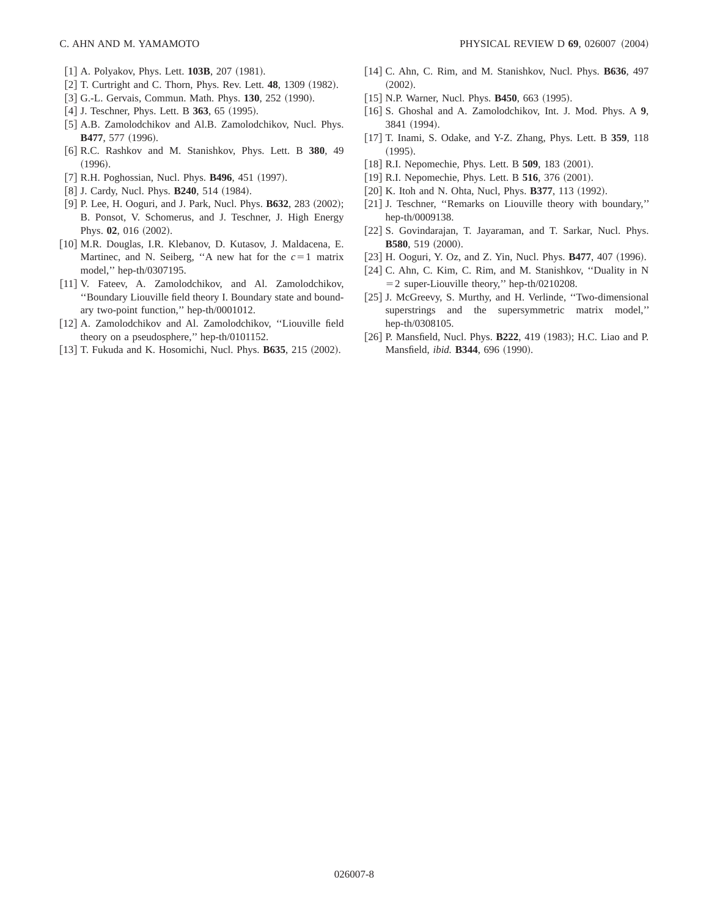- [1] A. Polyakov, Phys. Lett. **103B**, 207 (1981).
- [2] T. Curtright and C. Thorn, Phys. Rev. Lett. **48**, 1309 (1982).
- [3] G.-L. Gervais, Commun. Math. Phys. **130**, 252 (1990).
- [4] J. Teschner, Phys. Lett. B **363**, 65 (1995).
- [5] A.B. Zamolodchikov and Al.B. Zamolodchikov, Nucl. Phys. **B477**, 577 (1996).
- [6] R.C. Rashkov and M. Stanishkov, Phys. Lett. B **380**, 49 (1996).
- [7] R.H. Poghossian, Nucl. Phys. **B496**, 451 (1997).
- [8] J. Cardy, Nucl. Phys. **B240**, 514 (1984).
- [9] P. Lee, H. Ooguri, and J. Park, Nucl. Phys. **B632**, 283 (2002); B. Ponsot, V. Schomerus, and J. Teschner, J. High Energy Phys. **02**, 016 (2002).
- [10] M.R. Douglas, I.R. Klebanov, D. Kutasov, J. Maldacena, E. Martinec, and N. Seiberg, ''A new hat for the $c=1$ matrix model,'' hep-th/0307195.
- [11] V. Fateev, A. Zamolodchikov, and Al. Zamolodchikov, ''Boundary Liouville field theory I. Boundary state and boundary two-point function,'' hep-th/0001012.
- [12] A. Zamolodchikov and Al. Zamolodchikov, ''Liouville field theory on a pseudosphere,'' hep-th/0101152.
- [13] T. Fukuda and K. Hosomichi, Nucl. Phys. **B635**, 215 (2002).
- [14] C. Ahn, C. Rim, and M. Stanishkov, Nucl. Phys. **B636**, 497 (2002).
- [15] N.P. Warner, Nucl. Phys. **B450**, 663 (1995).
- [16] S. Ghoshal and A. Zamolodchikov, Int. J. Mod. Phys. A **9**, 3841 (1994).
- [17] T. Inami, S. Odake, and Y-Z. Zhang, Phys. Lett. B **359**, 118 (1995).
- [18] R.I. Nepomechie, Phys. Lett. B **509**, 183 (2001).
- [19] R.I. Nepomechie, Phys. Lett. B **516**, 376 (2001).
- [20] K. Itoh and N. Ohta, Nucl, Phys. **B377**, 113 (1992).
- [21] J. Teschner, ''Remarks on Liouville theory with boundary,'' hep-th/0009138.
- [22] S. Govindarajan, T. Jayaraman, and T. Sarkar, Nucl. Phys. **B580**, 519 (2000).
- [23] H. Ooguri, Y. Oz, and Z. Yin, Nucl. Phys. **B477**, 407 (1996).
- [24] C. Ahn, C. Kim, C. Rim, and M. Stanishkov, ''Duality in N $=2$ super-Liouville theory,'' hep-th/0210208.
- [25] J. McGreevy, S. Murthy, and H. Verlinde, ''Two-dimensional superstrings and the supersymmetric matrix model,'' hep-th/0308105.
- [26] P. Mansfield, Nucl. Phys. **B222**, 419 (1983); H.C. Liao and P. Mansfield, *ibid.* **B344**, 696 (1990).